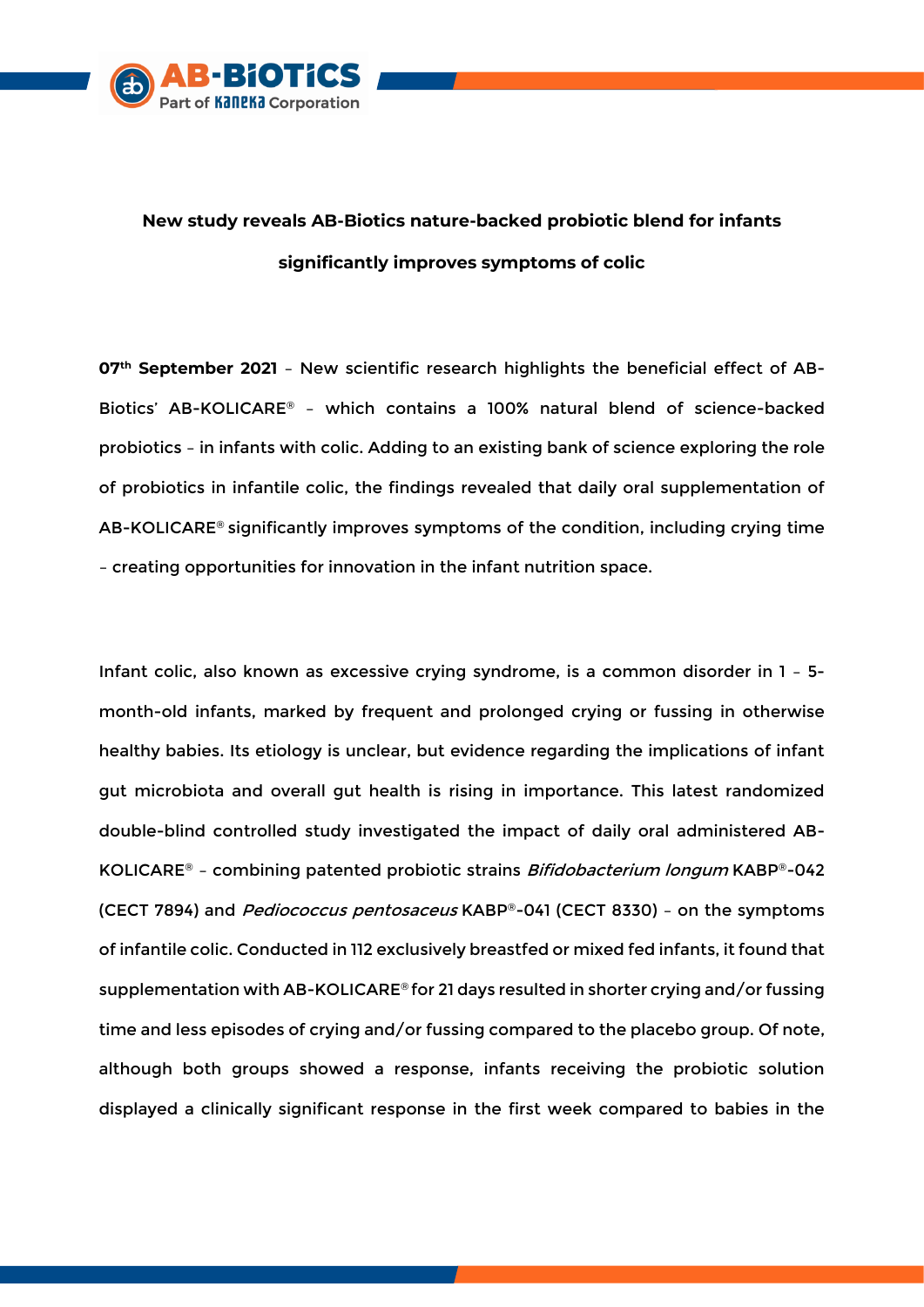**New study reveals AB-Biotics nature-backed probiotic blend for infants significantly improves symptoms of colic**

**07th September 2021** – New scientific research highlights the beneficial effect of AB-Biotics' AB-KOLICARE® – which contains a 100% natural blend of science-backed probiotics – in infants with colic. Adding to an existing bank of science exploring the role of probiotics in infantile colic, the findings revealed that daily oral supplementation of AB-KOLICARE® significantly improves symptoms of the condition, including crying time – creating opportunities for innovation in the infant nutrition space.

Infant colic, also known as excessive crying syndrome, is a common disorder in 1 – 5-month-old infants, marked by frequent and prolonged crying or fussing in otherwise healthy babies. Its etiology is unclear, but evidence regarding the implications of infant gut microbiota and overall gut health is rising in importance. This latest randomized double-blind controlled study investigated the impact of daily oral administered AB-KOLICARE® – combining patented probiotic strains *Bifidobacterium longum* KABP®-042 (CECT 7894) and *Pediococcus pentosaceus* KABP®-041 (CECT 8330) – on the symptoms of infantile colic. Conducted in 112 exclusively breastfed or mixed fed infants, it found that supplementation with AB-KOLICARE® for 21 days resulted in shorter crying and/or fussing time and less episodes of crying and/or fussing compared to the placebo group. Of note, although both groups showed a response, infants receiving the probiotic solution displayed a clinically significant response in the first week compared to babies in the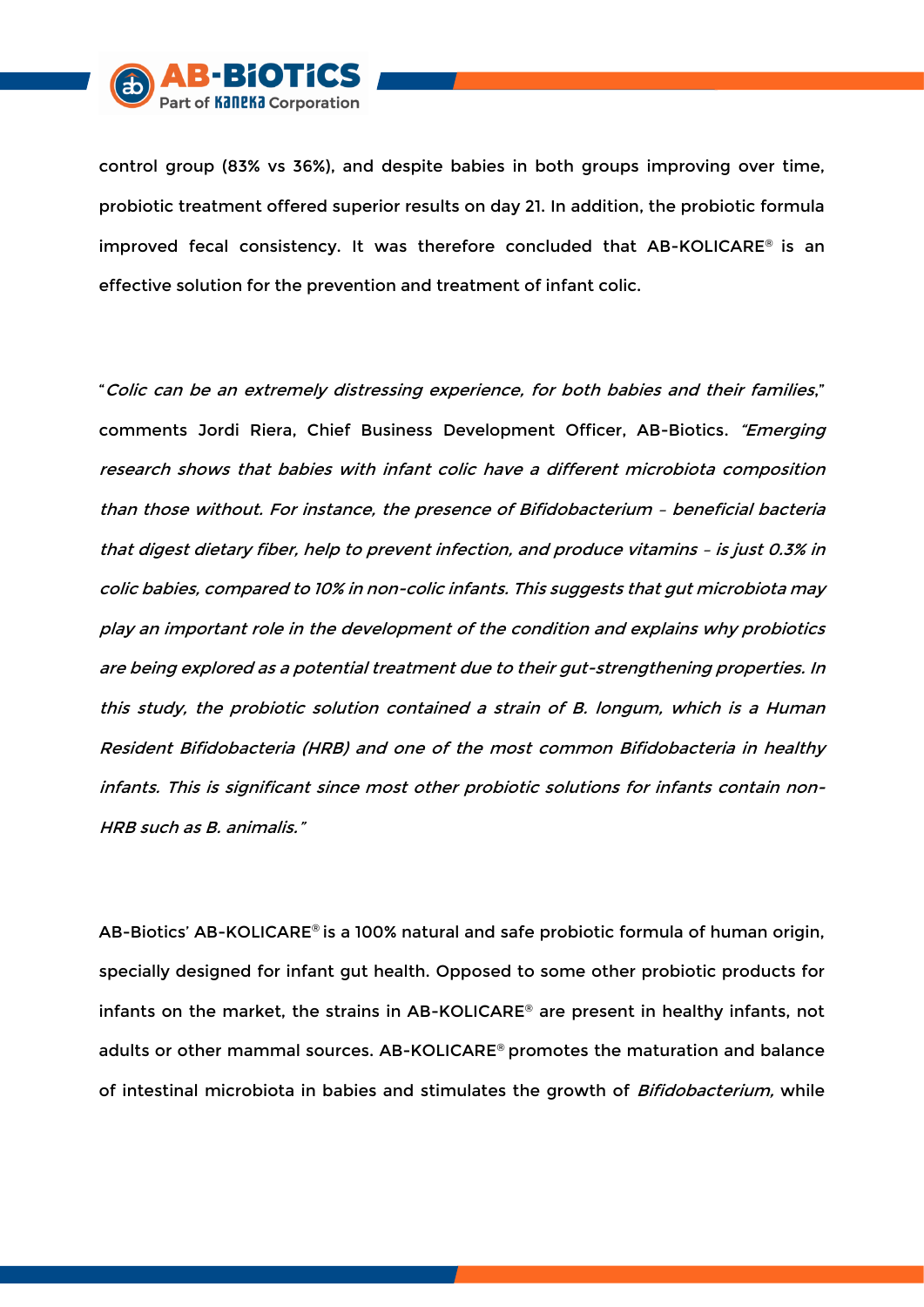control group (83% vs 36%), and despite babies in both groups improving over time, probiotic treatment offered superior results on day 21. In addition, the probiotic formula improved fecal consistency. It was therefore concluded that AB-KOLICARE® is an effective solution for the prevention and treatment of infant colic.

"*Colic can be an extremely distressing experience, for both babies and their families*," comments Jordi Riera, Chief Business Development Officer, AB-Biotics. *"Emerging research shows that babies with infant colic have a different microbiota composition than those without. For instance, the presence of Bifidobacterium – beneficial bacteria that digest dietary fiber, help to prevent infection, and produce vitamins – is just 0.3% in colic babies, compared to 10% in non-colic infants. This suggests that gut microbiota may play an important role in the development of the condition and explains why probiotics are being explored as a potential treatment due to their gut-strengthening properties. In this study, the probiotic solution contained a strain of B. longum, which is a Human Resident Bifidobacteria (HRB) and one of the most common Bifidobacteria in healthy infants. This is significant since most other probiotic solutions for infants contain non-HRB such as B. animalis."*

AB-Biotics' AB-KOLICARE® is a 100% natural and safe probiotic formula of human origin, specially designed for infant gut health. Opposed to some other probiotic products for infants on the market, the strains in AB-KOLICARE® are present in healthy infants, not adults or other mammal sources. AB-KOLICARE® promotes the maturation and balance of intestinal microbiota in babies and stimulates the growth of *Bifidobacterium,* while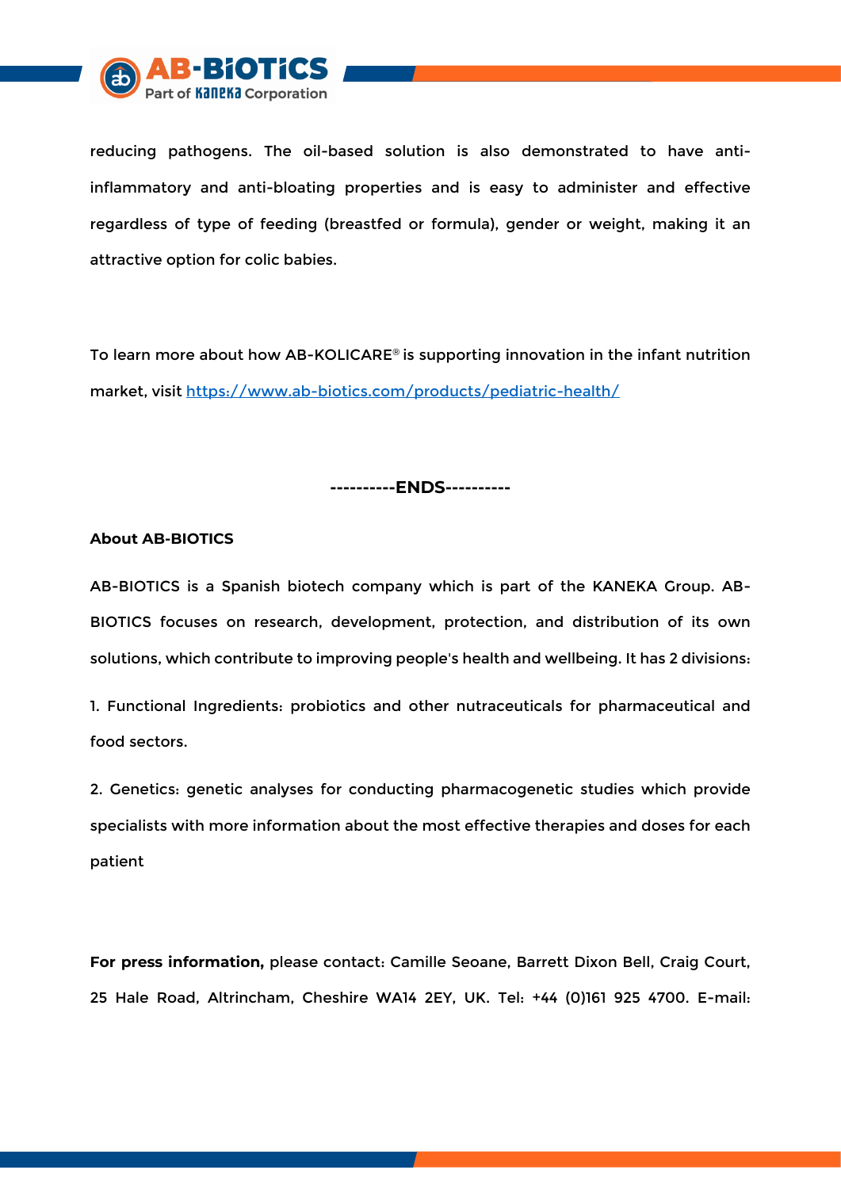reducing pathogens. The oil-based solution is also demonstrated to have anti-inflammatory and anti-bloating properties and is easy to administer and effective regardless of type of feeding (breastfed or formula), gender or weight, making it an attractive option for colic babies.

To learn more about how AB-KOLICARE® is supporting innovation in the infant nutrition market, visit [https://www.ab-biotics.com/products/pediatric-health/](https://www.ab-biotics.com/products/pediatric-health/)

**----------ENDS----------**

**About AB-BIOTICS**

AB-BIOTICS is a Spanish biotech company which is part of the KANEKA Group. AB-BIOTICS focuses on research, development, protection, and distribution of its own solutions, which contribute to improving people's health and wellbeing. It has 2 divisions:

1. Functional Ingredients: probiotics and other nutraceuticals for pharmaceutical and food sectors.

2. Genetics: genetic analyses for conducting pharmacogenetic studies which provide specialists with more information about the most effective therapies and doses for each patient

**For press information,** please contact: Camille Seoane, Barrett Dixon Bell, Craig Court, 25 Hale Road, Altrincham, Cheshire WA14 2EY, UK. Tel: +44 (0)161 925 4700. E-mail: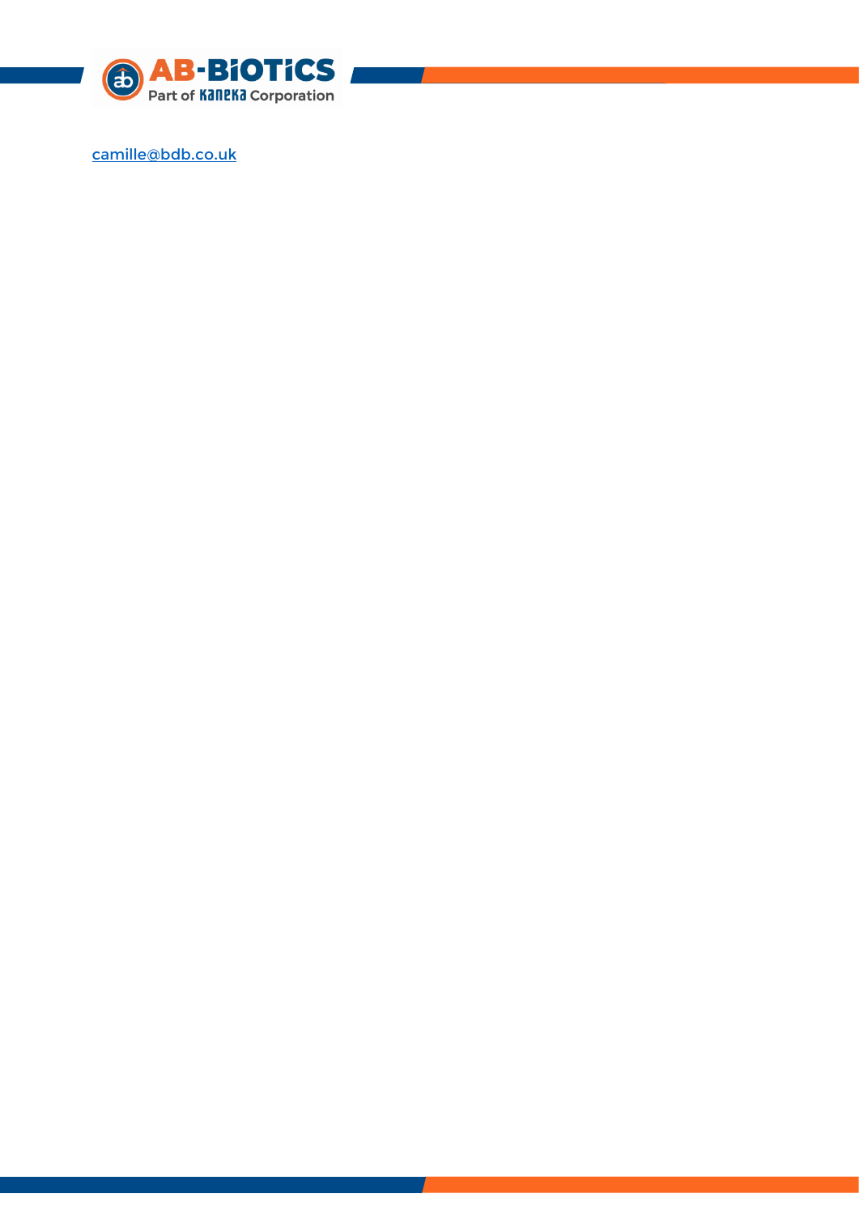camille@bdb.co.uk